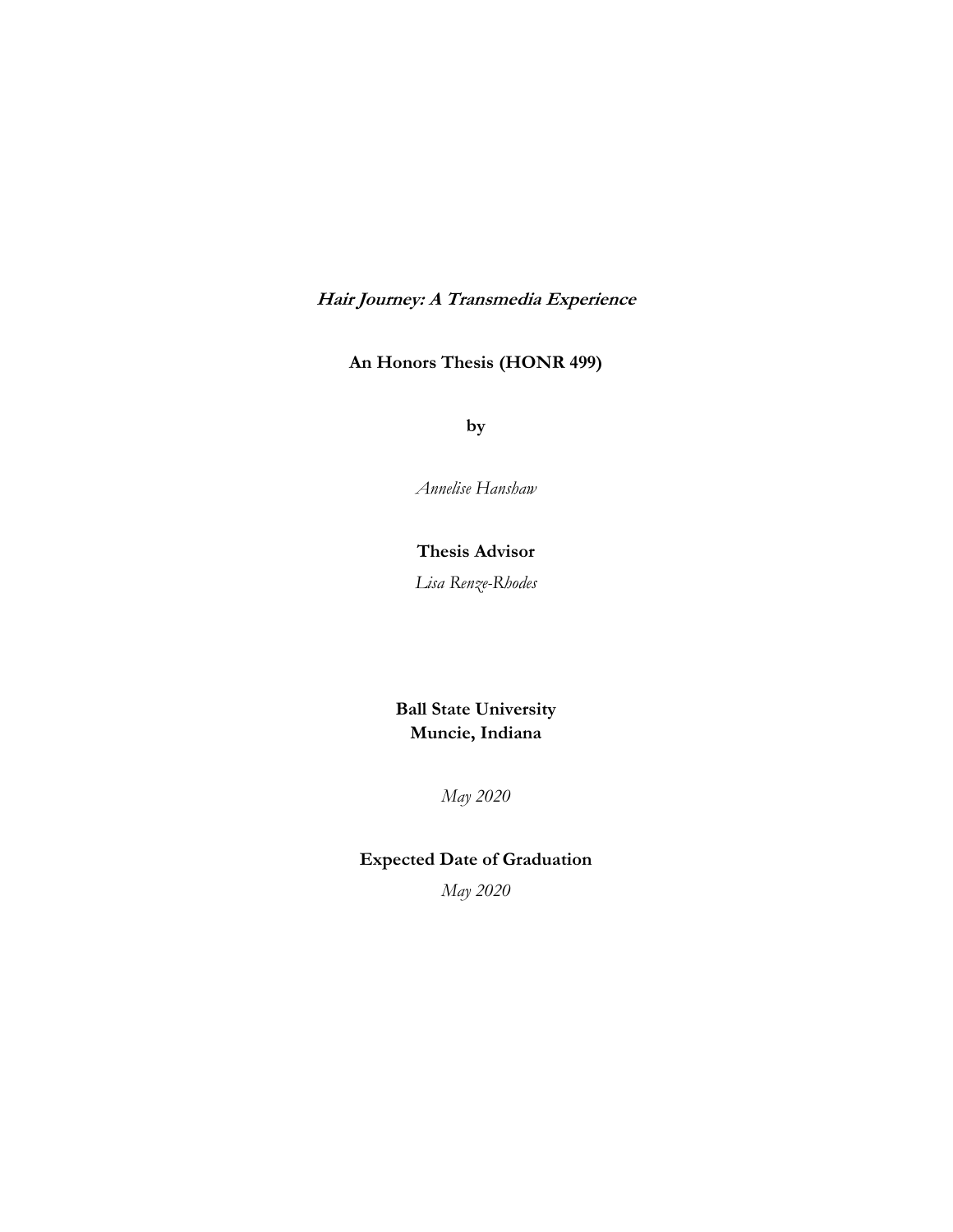***Hair Journey: A Transmedia Experience***

**An Honors Thesis (HONR 499)**

**by**

*Annelise Hanshaw*

**Thesis Advisor**

*Lisa Renze-Rhodes*

**Ball State University**
**Muncie, Indiana**

*May 2020*

**Expected Date of Graduation**

*May 2020*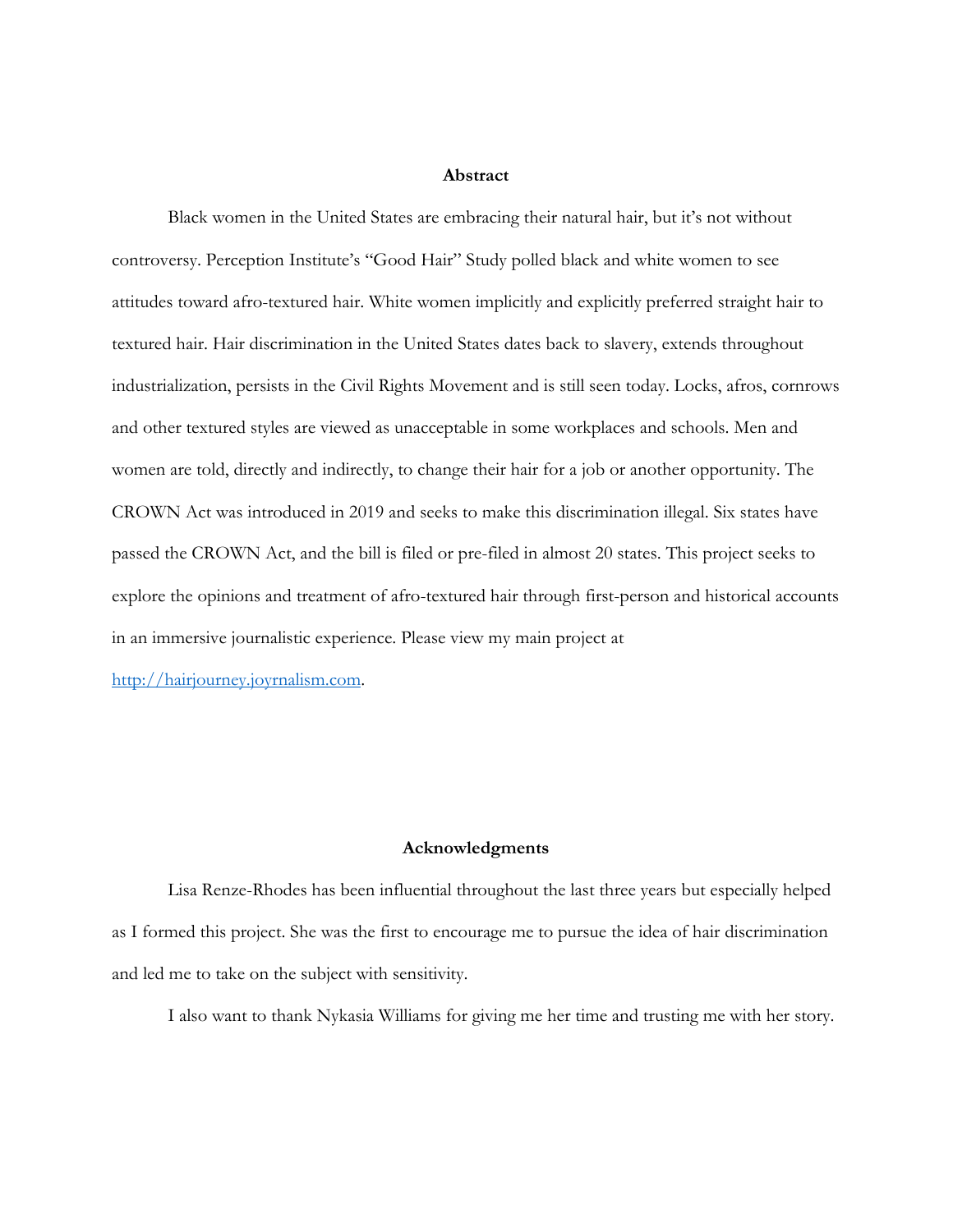## Abstract

Black women in the United States are embracing their natural hair, but it's not without controversy. Perception Institute's "Good Hair" Study polled black and white women to see attitudes toward afro-textured hair. White women implicitly and explicitly preferred straight hair to textured hair. Hair discrimination in the United States dates back to slavery, extends throughout industrialization, persists in the Civil Rights Movement and is still seen today. Locks, afros, cornrows and other textured styles are viewed as unacceptable in some workplaces and schools. Men and women are told, directly and indirectly, to change their hair for a job or another opportunity. The CROWN Act was introduced in 2019 and seeks to make this discrimination illegal. Six states have passed the CROWN Act, and the bill is filed or pre-filed in almost 20 states. This project seeks to explore the opinions and treatment of afro-textured hair through first-person and historical accounts in an immersive journalistic experience. Please view my main project at [http://hairjourney.joyrnalism.com](http://hairjourney.joyrnalism.com).

## Acknowledgments

Lisa Renze-Rhodes has been influential throughout the last three years but especially helped as I formed this project. She was the first to encourage me to pursue the idea of hair discrimination and led me to take on the subject with sensitivity.

I also want to thank Nykasia Williams for giving me her time and trusting me with her story.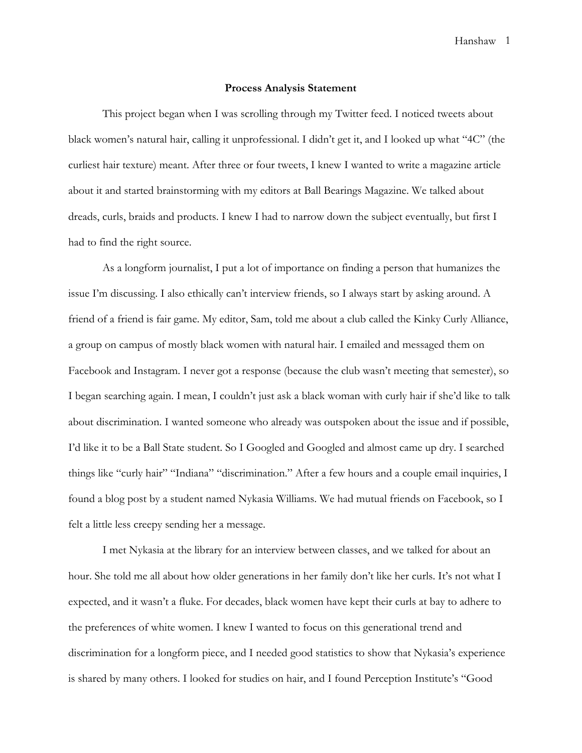**Process Analysis Statement**

This project began when I was scrolling through my Twitter feed. I noticed tweets about black women's natural hair, calling it unprofessional. I didn't get it, and I looked up what "4C" (the curliest hair texture) meant. After three or four tweets, I knew I wanted to write a magazine article about it and started brainstorming with my editors at Ball Bearings Magazine. We talked about dreads, curls, braids and products. I knew I had to narrow down the subject eventually, but first I had to find the right source.

As a longform journalist, I put a lot of importance on finding a person that humanizes the issue I'm discussing. I also ethically can't interview friends, so I always start by asking around. A friend of a friend is fair game. My editor, Sam, told me about a club called the Kinky Curly Alliance, a group on campus of mostly black women with natural hair. I emailed and messaged them on Facebook and Instagram. I never got a response (because the club wasn't meeting that semester), so I began searching again. I mean, I couldn't just ask a black woman with curly hair if she'd like to talk about discrimination. I wanted someone who already was outspoken about the issue and if possible, I'd like it to be a Ball State student. So I Googled and Googled and almost came up dry. I searched things like "curly hair" "Indiana" "discrimination." After a few hours and a couple email inquiries, I found a blog post by a student named Nykasia Williams. We had mutual friends on Facebook, so I felt a little less creepy sending her a message.

I met Nykasia at the library for an interview between classes, and we talked for about an hour. She told me all about how older generations in her family don't like her curls. It's not what I expected, and it wasn't a fluke. For decades, black women have kept their curls at bay to adhere to the preferences of white women. I knew I wanted to focus on this generational trend and discrimination for a longform piece, and I needed good statistics to show that Nykasia's experience is shared by many others. I looked for studies on hair, and I found Perception Institute's "Good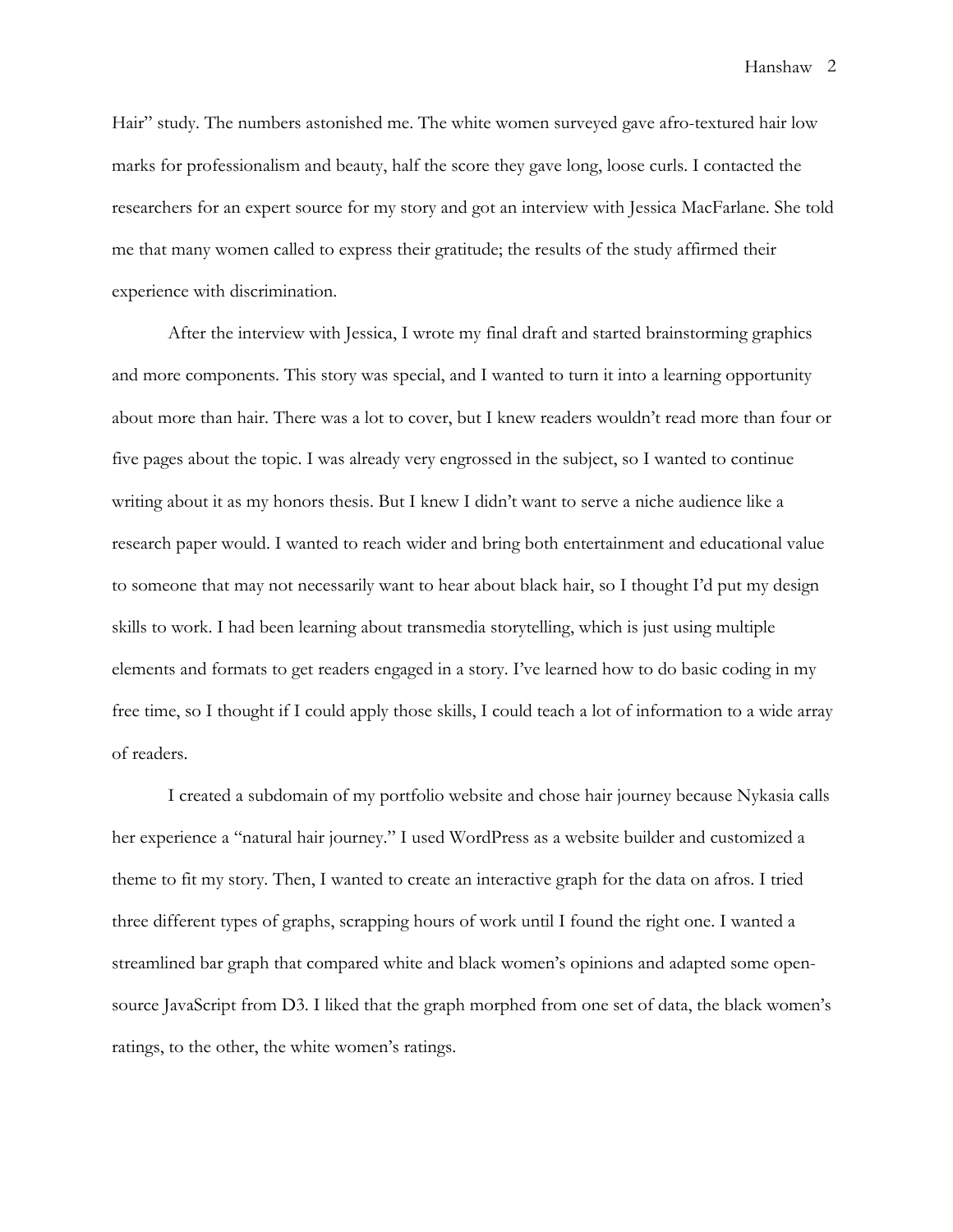Hair" study. The numbers astonished me. The white women surveyed gave afro-textured hair low marks for professionalism and beauty, half the score they gave long, loose curls. I contacted the researchers for an expert source for my story and got an interview with Jessica MacFarlane. She told me that many women called to express their gratitude; the results of the study affirmed their experience with discrimination.

After the interview with Jessica, I wrote my final draft and started brainstorming graphics and more components. This story was special, and I wanted to turn it into a learning opportunity about more than hair. There was a lot to cover, but I knew readers wouldn't read more than four or five pages about the topic. I was already very engrossed in the subject, so I wanted to continue writing about it as my honors thesis. But I knew I didn't want to serve a niche audience like a research paper would. I wanted to reach wider and bring both entertainment and educational value to someone that may not necessarily want to hear about black hair, so I thought I'd put my design skills to work. I had been learning about transmedia storytelling, which is just using multiple elements and formats to get readers engaged in a story. I've learned how to do basic coding in my free time, so I thought if I could apply those skills, I could teach a lot of information to a wide array of readers.

I created a subdomain of my portfolio website and chose hair journey because Nykasia calls her experience a "natural hair journey." I used WordPress as a website builder and customized a theme to fit my story. Then, I wanted to create an interactive graph for the data on afros. I tried three different types of graphs, scrapping hours of work until I found the right one. I wanted a streamlined bar graph that compared white and black women's opinions and adapted some open-source JavaScript from D3. I liked that the graph morphed from one set of data, the black women's ratings, to the other, the white women's ratings.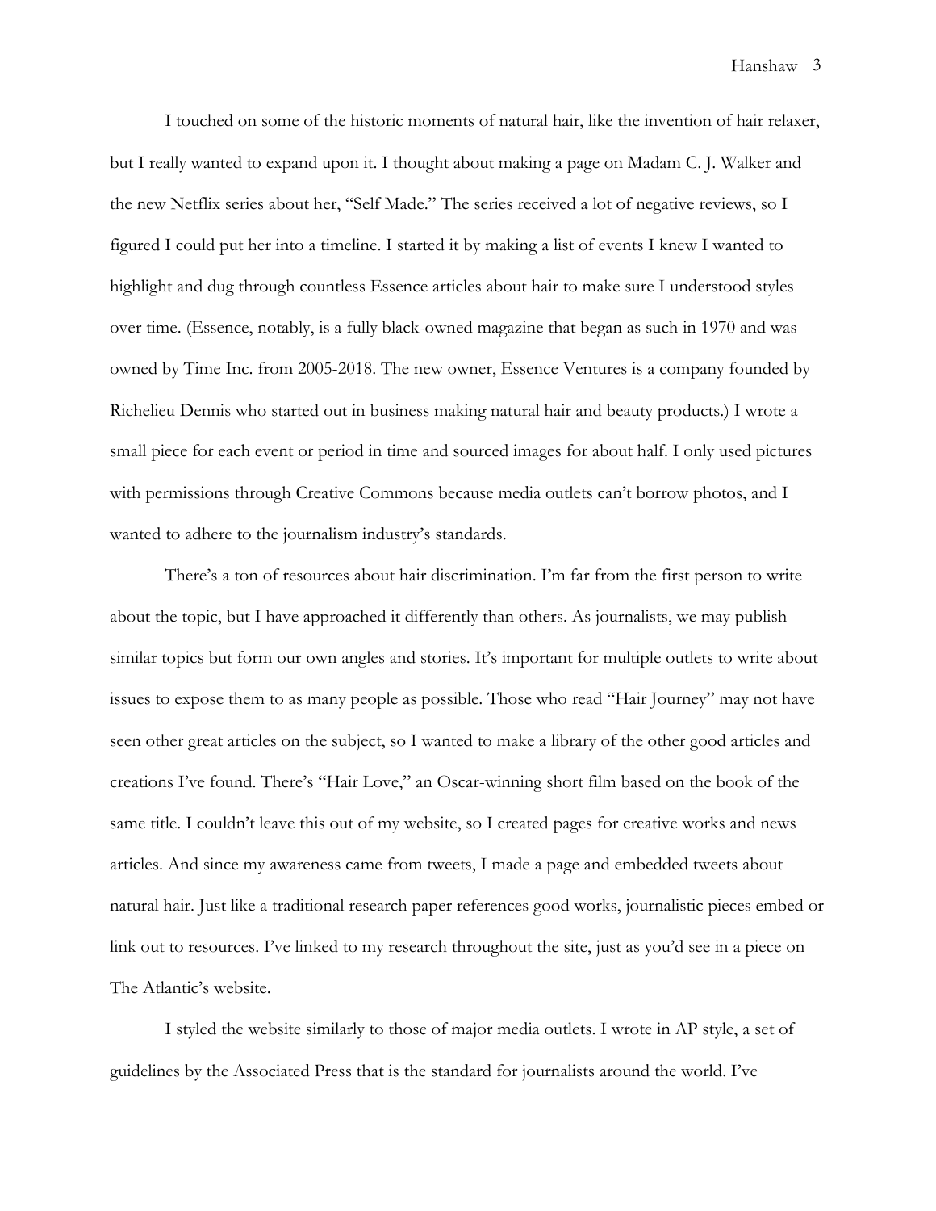I touched on some of the historic moments of natural hair, like the invention of hair relaxer, but I really wanted to expand upon it. I thought about making a page on Madam C. J. Walker and the new Netflix series about her, "Self Made." The series received a lot of negative reviews, so I figured I could put her into a timeline. I started it by making a list of events I knew I wanted to highlight and dug through countless Essence articles about hair to make sure I understood styles over time. (Essence, notably, is a fully black-owned magazine that began as such in 1970 and was owned by Time Inc. from 2005-2018. The new owner, Essence Ventures is a company founded by Richelieu Dennis who started out in business making natural hair and beauty products.) I wrote a small piece for each event or period in time and sourced images for about half. I only used pictures with permissions through Creative Commons because media outlets can't borrow photos, and I wanted to adhere to the journalism industry's standards.

There's a ton of resources about hair discrimination. I'm far from the first person to write about the topic, but I have approached it differently than others. As journalists, we may publish similar topics but form our own angles and stories. It's important for multiple outlets to write about issues to expose them to as many people as possible. Those who read "Hair Journey" may not have seen other great articles on the subject, so I wanted to make a library of the other good articles and creations I've found. There's "Hair Love," an Oscar-winning short film based on the book of the same title. I couldn't leave this out of my website, so I created pages for creative works and news articles. And since my awareness came from tweets, I made a page and embedded tweets about natural hair. Just like a traditional research paper references good works, journalistic pieces embed or link out to resources. I've linked to my research throughout the site, just as you'd see in a piece on The Atlantic's website.

I styled the website similarly to those of major media outlets. I wrote in AP style, a set of guidelines by the Associated Press that is the standard for journalists around the world. I've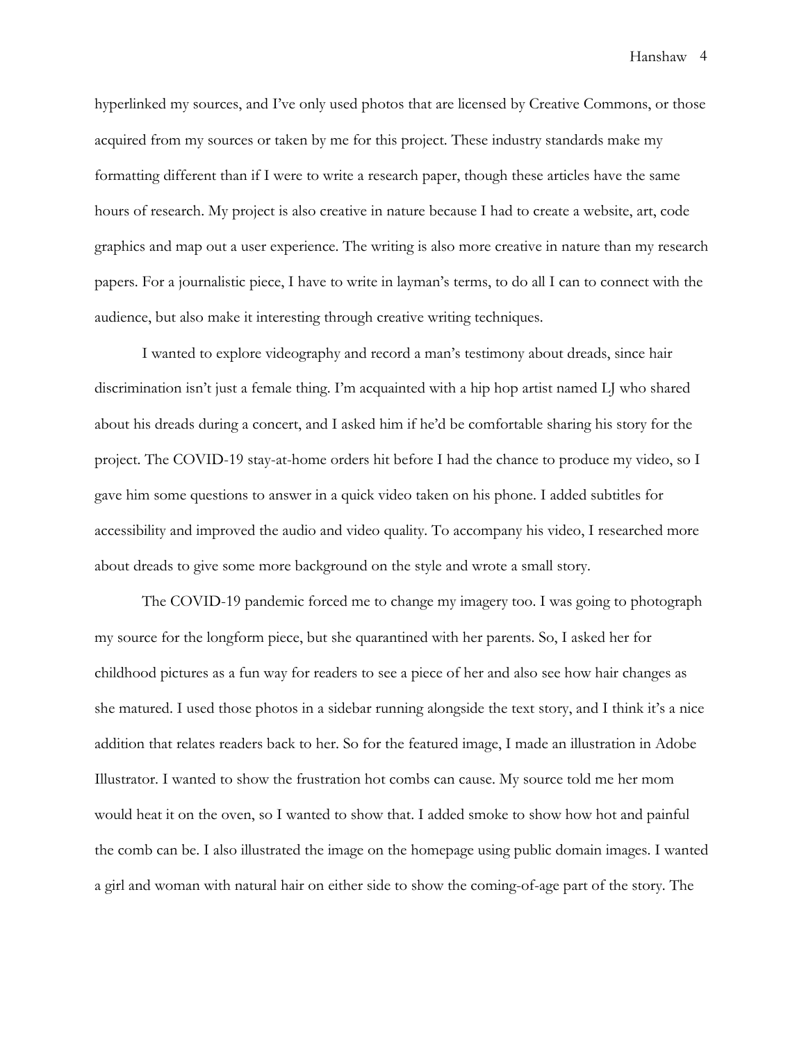hyperlinked my sources, and I've only used photos that are licensed by Creative Commons, or those acquired from my sources or taken by me for this project. These industry standards make my formatting different than if I were to write a research paper, though these articles have the same hours of research. My project is also creative in nature because I had to create a website, art, code graphics and map out a user experience. The writing is also more creative in nature than my research papers. For a journalistic piece, I have to write in layman's terms, to do all I can to connect with the audience, but also make it interesting through creative writing techniques.

I wanted to explore videography and record a man's testimony about dreads, since hair discrimination isn't just a female thing. I'm acquainted with a hip hop artist named LJ who shared about his dreads during a concert, and I asked him if he'd be comfortable sharing his story for the project. The COVID-19 stay-at-home orders hit before I had the chance to produce my video, so I gave him some questions to answer in a quick video taken on his phone. I added subtitles for accessibility and improved the audio and video quality. To accompany his video, I researched more about dreads to give some more background on the style and wrote a small story.

The COVID-19 pandemic forced me to change my imagery too. I was going to photograph my source for the longform piece, but she quarantined with her parents. So, I asked her for childhood pictures as a fun way for readers to see a piece of her and also see how hair changes as she matured. I used those photos in a sidebar running alongside the text story, and I think it's a nice addition that relates readers back to her. So for the featured image, I made an illustration in Adobe Illustrator. I wanted to show the frustration hot combs can cause. My source told me her mom would heat it on the oven, so I wanted to show that. I added smoke to show how hot and painful the comb can be. I also illustrated the image on the homepage using public domain images. I wanted a girl and woman with natural hair on either side to show the coming-of-age part of the story. The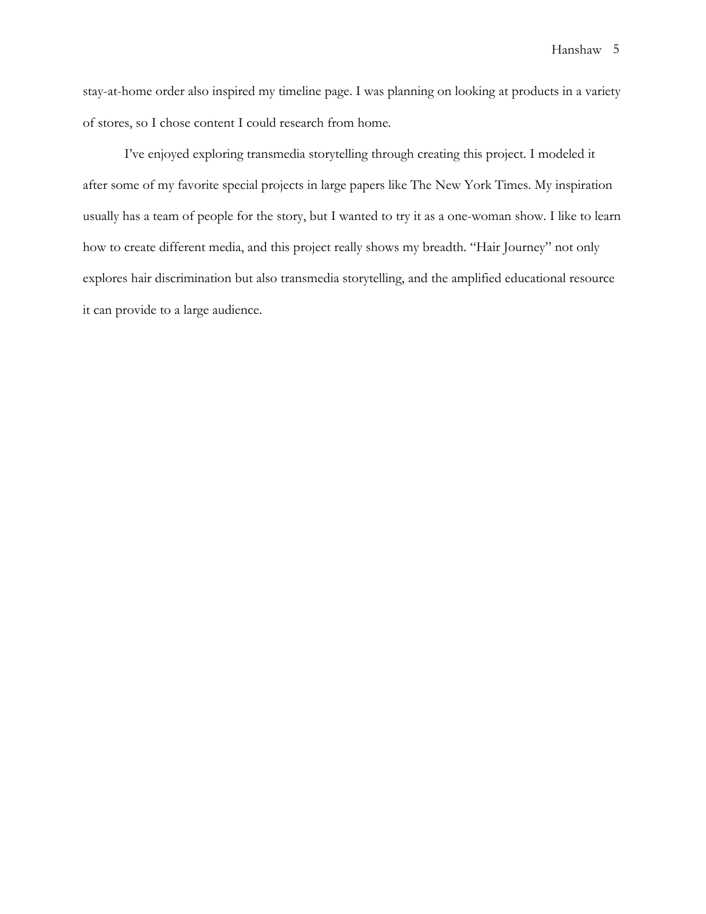stay-at-home order also inspired my timeline page. I was planning on looking at products in a variety of stores, so I chose content I could research from home.

I've enjoyed exploring transmedia storytelling through creating this project. I modeled it after some of my favorite special projects in large papers like The New York Times. My inspiration usually has a team of people for the story, but I wanted to try it as a one-woman show. I like to learn how to create different media, and this project really shows my breadth. "Hair Journey" not only explores hair discrimination but also transmedia storytelling, and the amplified educational resource it can provide to a large audience.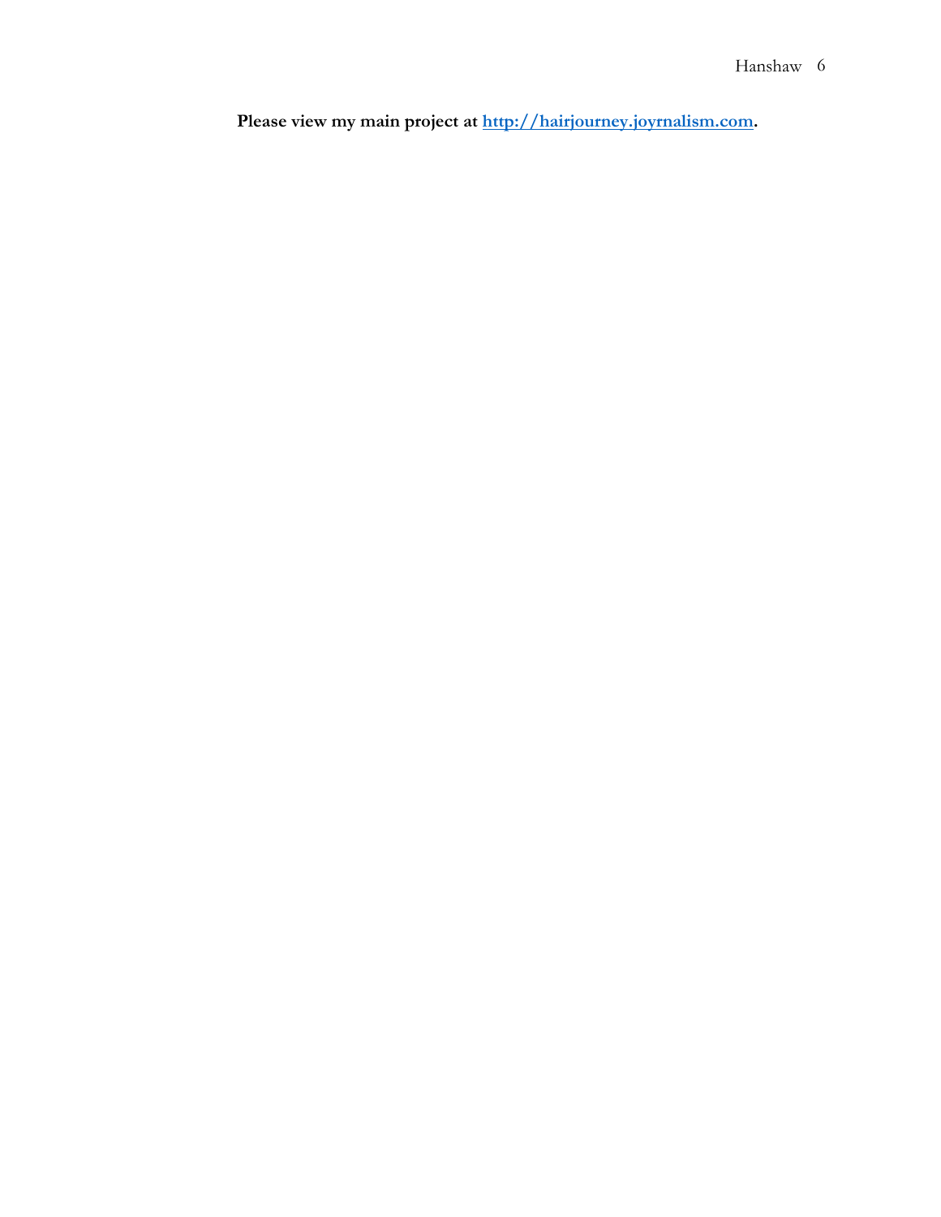**Please view my main project at [http://hairjourney.joyrnalism.com](http://hairjourney.joyrnalism.com).**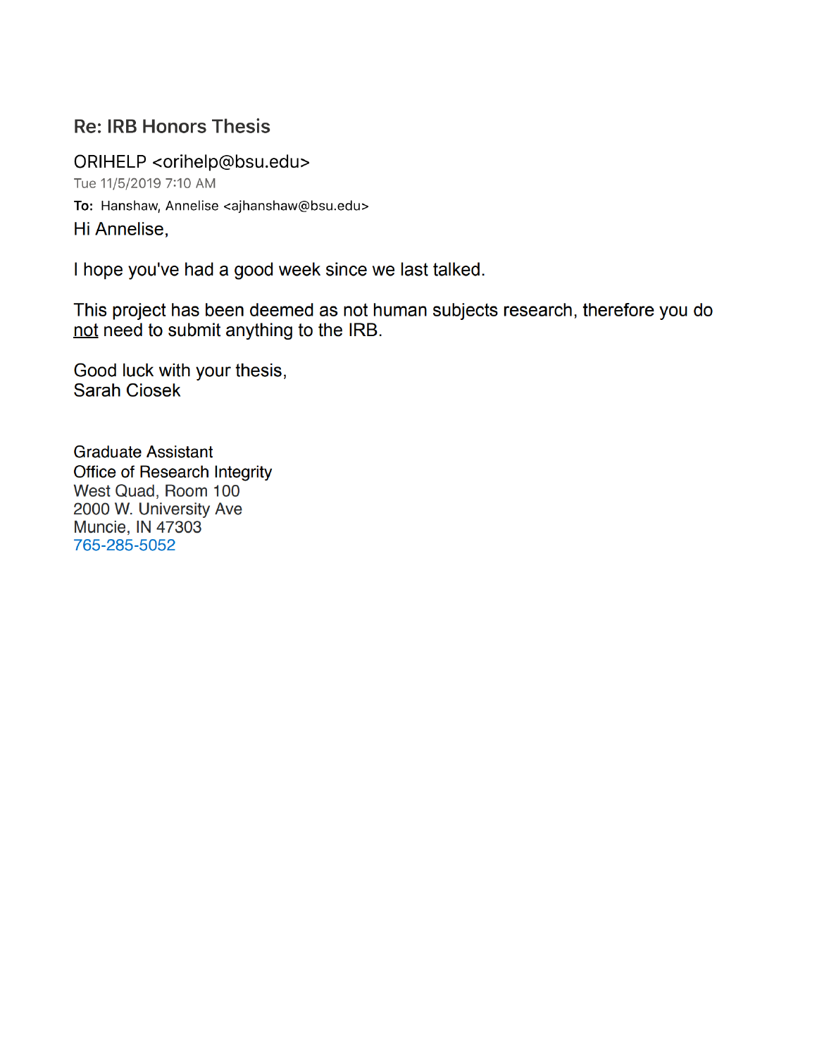## Re: IRB Honors Thesis

ORIHELP <orihelp@bsu.edu>

Tue 11/5/2019 7:10 AM

**To:** Hanshaw, Annelise <ajhanshaw@bsu.edu>

Hi Annelise,

I hope you've had a good week since we last talked.

This project has been deemed as not human subjects research, therefore you do <u>not</u> need to submit anything to the IRB.

Good luck with your thesis,
Sarah Ciosek

Graduate Assistant
Office of Research Integrity
West Quad, Room 100
2000 W. University Ave
Muncie, IN 47303
765-285-5052